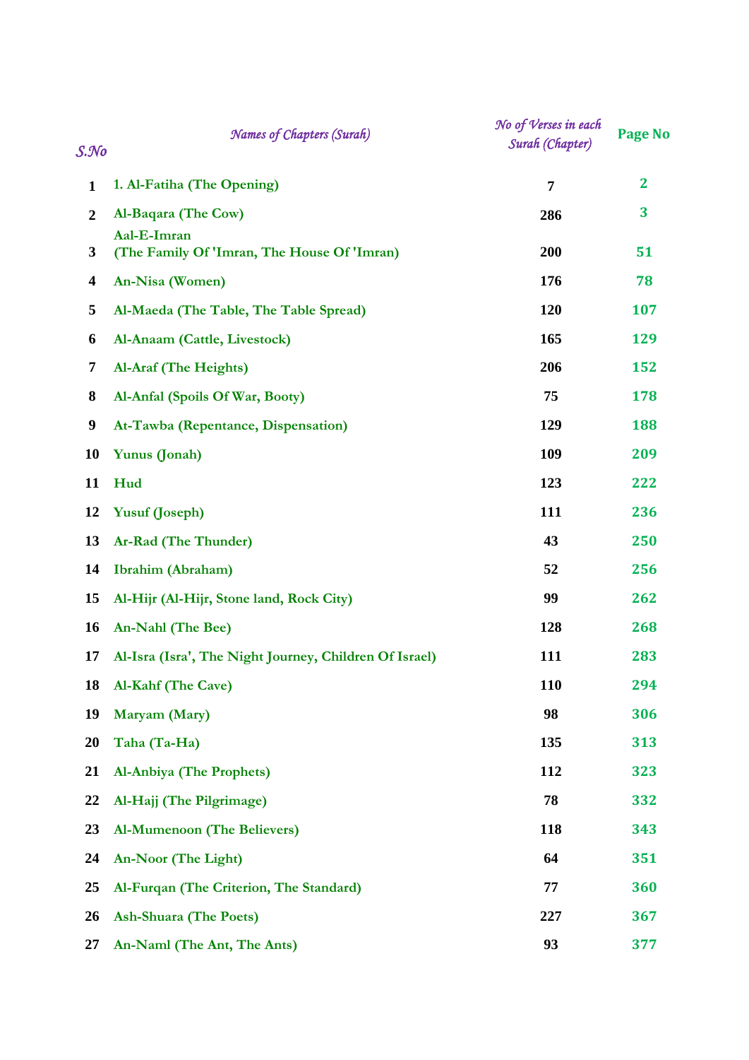| S.No | Names of Chapters (Surah) | No of Verses in each Surah (Chapter) | Page No |
|---|---|---|---|
| 1 | 1. Al-Fatiha (The Opening) | 7 | 2 |
| 2 | Al-Baqara (The Cow) | 286 | 3 |
| 3 | Aal-E-Imran (The Family Of 'Imran, The House Of 'Imran) | 200 | 51 |
| 4 | An-Nisa (Women) | 176 | 78 |
| 5 | Al-Maeda (The Table, The Table Spread) | 120 | 107 |
| 6 | Al-Anaam (Cattle, Livestock) | 165 | 129 |
| 7 | Al-Araf (The Heights) | 206 | 152 |
| 8 | Al-Anfal (Spoils Of War, Booty) | 75 | 178 |
| 9 | At-Tawba (Repentance, Dispensation) | 129 | 188 |
| 10 | Yunus (Jonah) | 109 | 209 |
| 11 | Hud | 123 | 222 |
| 12 | Yusuf (Joseph) | 111 | 236 |
| 13 | Ar-Rad (The Thunder) | 43 | 250 |
| 14 | Ibrahim (Abraham) | 52 | 256 |
| 15 | Al-Hijr (Al-Hijr, Stone land, Rock City) | 99 | 262 |
| 16 | An-Nahl (The Bee) | 128 | 268 |
| 17 | Al-Isra (Isra', The Night Journey, Children Of Israel) | 111 | 283 |
| 18 | Al-Kahf (The Cave) | 110 | 294 |
| 19 | Maryam (Mary) | 98 | 306 |
| 20 | Taha (Ta-Ha) | 135 | 313 |
| 21 | Al-Anbiya (The Prophets) | 112 | 323 |
| 22 | Al-Hajj (The Pilgrimage) | 78 | 332 |
| 23 | Al-Mumenoon (The Believers) | 118 | 343 |
| 24 | An-Noor (The Light) | 64 | 351 |
| 25 | Al-Furqan (The Criterion, The Standard) | 77 | 360 |
| 26 | Ash-Shuara (The Poets) | 227 | 367 |
| 27 | An-Naml (The Ant, The Ants) | 93 | 377 |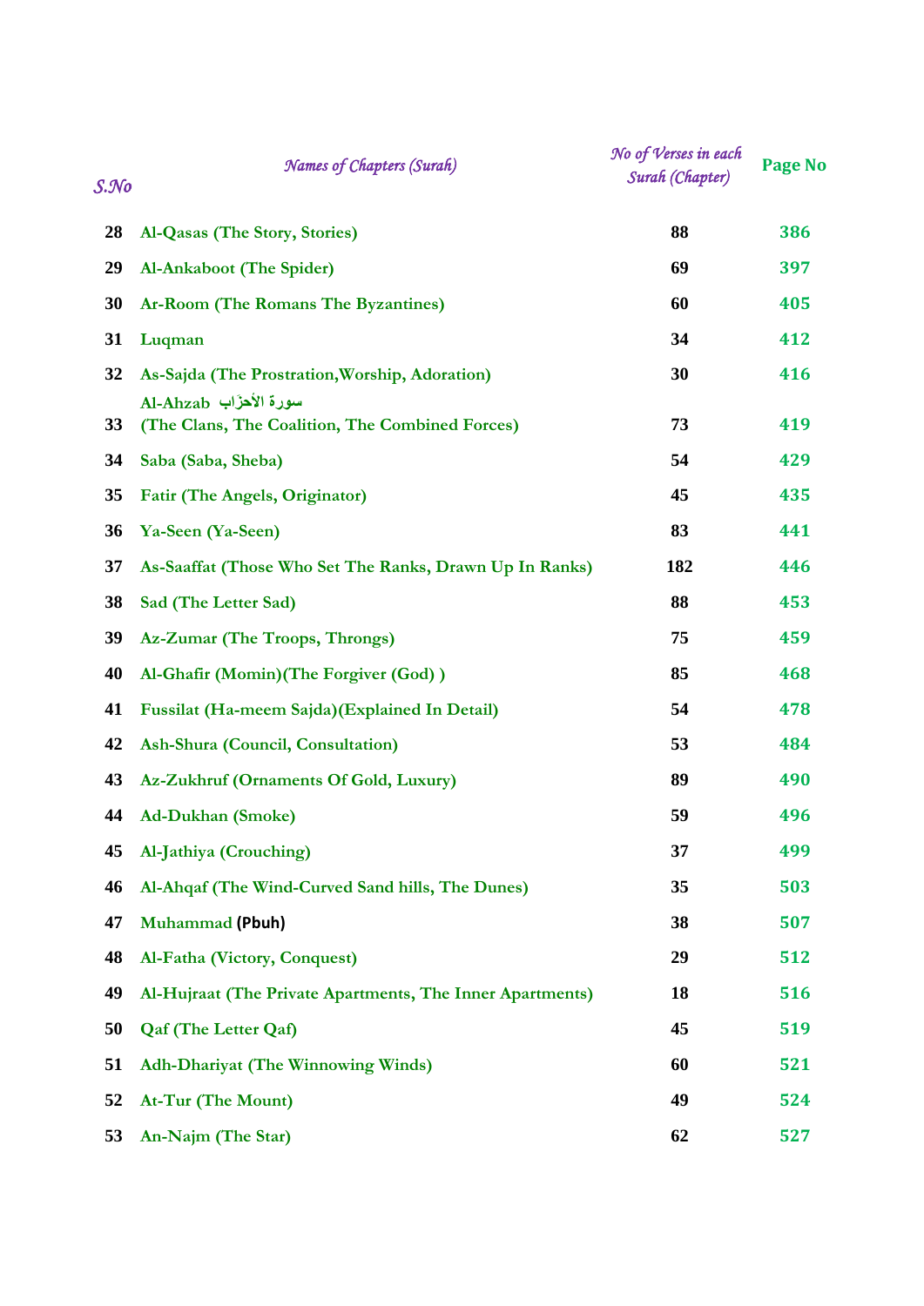| S.No | Names of Chapters (Surah) | No of Verses in each Surah (Chapter) | Page No |
|---|---|---|---|
| 28 | Al-Qasas (The Story, Stories) | 88 | 386 |
| 29 | Al-Ankaboot (The Spider) | 69 | 397 |
| 30 | Ar-Room (The Romans The Byzantines) | 60 | 405 |
| 31 | Luqman | 34 | 412 |
| 32 | As-Sajda (The Prostration,Worship, Adoration) | 30 | 416 |
| 33 | Al-Ahzab سورة الأحزاب (The Clans, The Coalition, The Combined Forces) | 73 | 419 |
| 34 | Saba (Saba, Sheba) | 54 | 429 |
| 35 | Fatir (The Angels, Originator) | 45 | 435 |
| 36 | Ya-Seen (Ya-Seen) | 83 | 441 |
| 37 | As-Saaffat (Those Who Set The Ranks, Drawn Up In Ranks) | 182 | 446 |
| 38 | Sad (The Letter Sad) | 88 | 453 |
| 39 | Az-Zumar (The Troops, Throngs) | 75 | 459 |
| 40 | Al-Ghafir (Momin)(The Forgiver (God) ) | 85 | 468 |
| 41 | Fussilat (Ha-meem Sajda)(Explained In Detail) | 54 | 478 |
| 42 | Ash-Shura (Council, Consultation) | 53 | 484 |
| 43 | Az-Zukhruf (Ornaments Of Gold, Luxury) | 89 | 490 |
| 44 | Ad-Dukhan (Smoke) | 59 | 496 |
| 45 | Al-Jathiya (Crouching) | 37 | 499 |
| 46 | Al-Ahqaf (The Wind-Curved Sand hills, The Dunes) | 35 | 503 |
| 47 | Muhammad (Pbuh) | 38 | 507 |
| 48 | Al-Fatha (Victory, Conquest) | 29 | 512 |
| 49 | Al-Hujraat (The Private Apartments, The Inner Apartments) | 18 | 516 |
| 50 | Qaf (The Letter Qaf) | 45 | 519 |
| 51 | Adh-Dhariyat (The Winnowing Winds) | 60 | 521 |
| 52 | At-Tur (The Mount) | 49 | 524 |
| 53 | An-Najm (The Star) | 62 | 527 |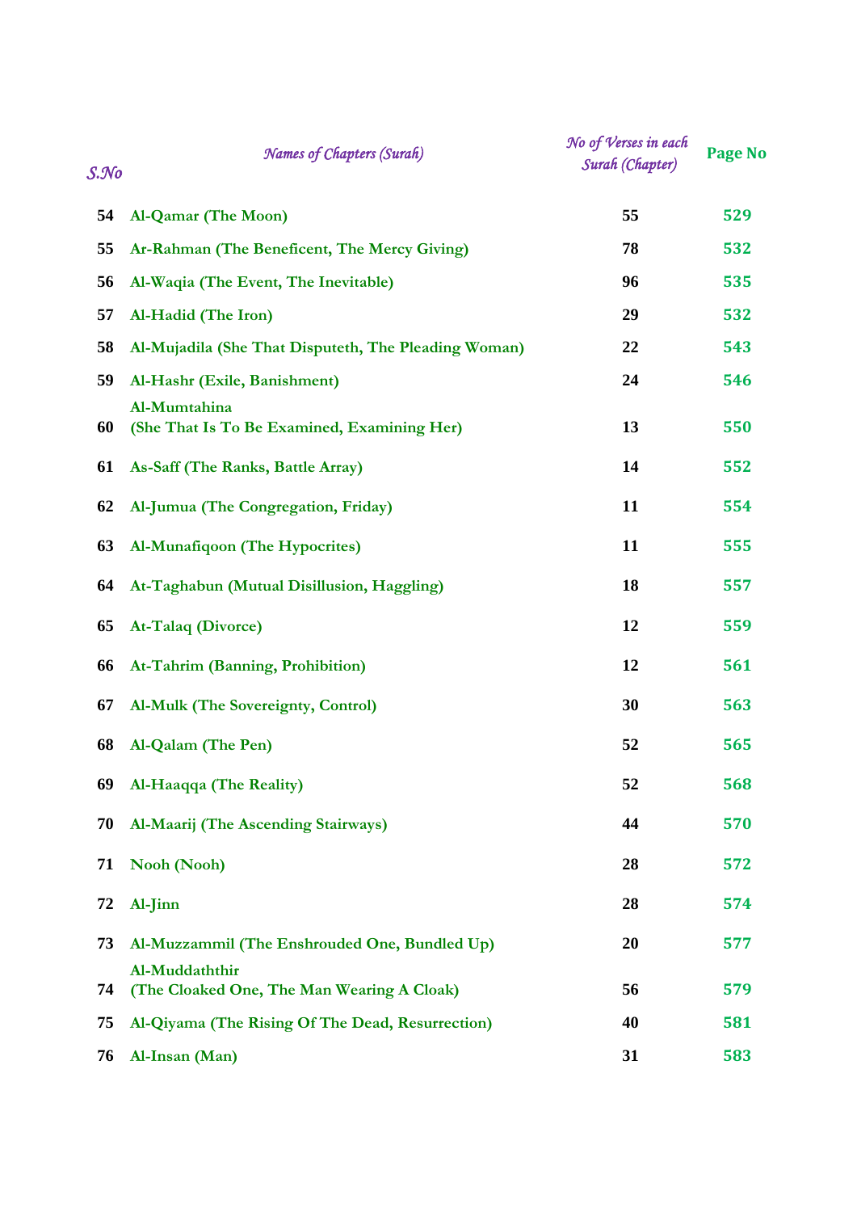| S.No | Names of Chapters (Surah) | No of Verses in each Surah (Chapter) | Page No |
|---|---|---|---|
| 54 | Al-Qamar (The Moon) | 55 | 529 |
| 55 | Ar-Rahman (The Beneficent, The Mercy Giving) | 78 | 532 |
| 56 | Al-Waqia (The Event, The Inevitable) | 96 | 535 |
| 57 | Al-Hadid (The Iron) | 29 | 532 |
| 58 | Al-Mujadila (She That Disputeth, The Pleading Woman) | 22 | 543 |
| 59 | Al-Hashr (Exile, Banishment) | 24 | 546 |
| 60 | Al-Mumtahina (She That Is To Be Examined, Examining Her) | 13 | 550 |
| 61 | As-Saff (The Ranks, Battle Array) | 14 | 552 |
| 62 | Al-Jumua (The Congregation, Friday) | 11 | 554 |
| 63 | Al-Munafiqoon (The Hypocrites) | 11 | 555 |
| 64 | At-Taghabun (Mutual Disillusion, Haggling) | 18 | 557 |
| 65 | At-Talaq (Divorce) | 12 | 559 |
| 66 | At-Tahrim (Banning, Prohibition) | 12 | 561 |
| 67 | Al-Mulk (The Sovereignty, Control) | 30 | 563 |
| 68 | Al-Qalam (The Pen) | 52 | 565 |
| 69 | Al-Haaqqa (The Reality) | 52 | 568 |
| 70 | Al-Maarij (The Ascending Stairways) | 44 | 570 |
| 71 | Nooh (Nooh) | 28 | 572 |
| 72 | Al-Jinn | 28 | 574 |
| 73 | Al-Muzzammil (The Enshrouded One, Bundled Up) | 20 | 577 |
| 74 | Al-Muddaththir (The Cloaked One, The Man Wearing A Cloak) | 56 | 579 |
| 75 | Al-Qiyama (The Rising Of The Dead, Resurrection) | 40 | 581 |
| 76 | Al-Insan (Man) | 31 | 583 |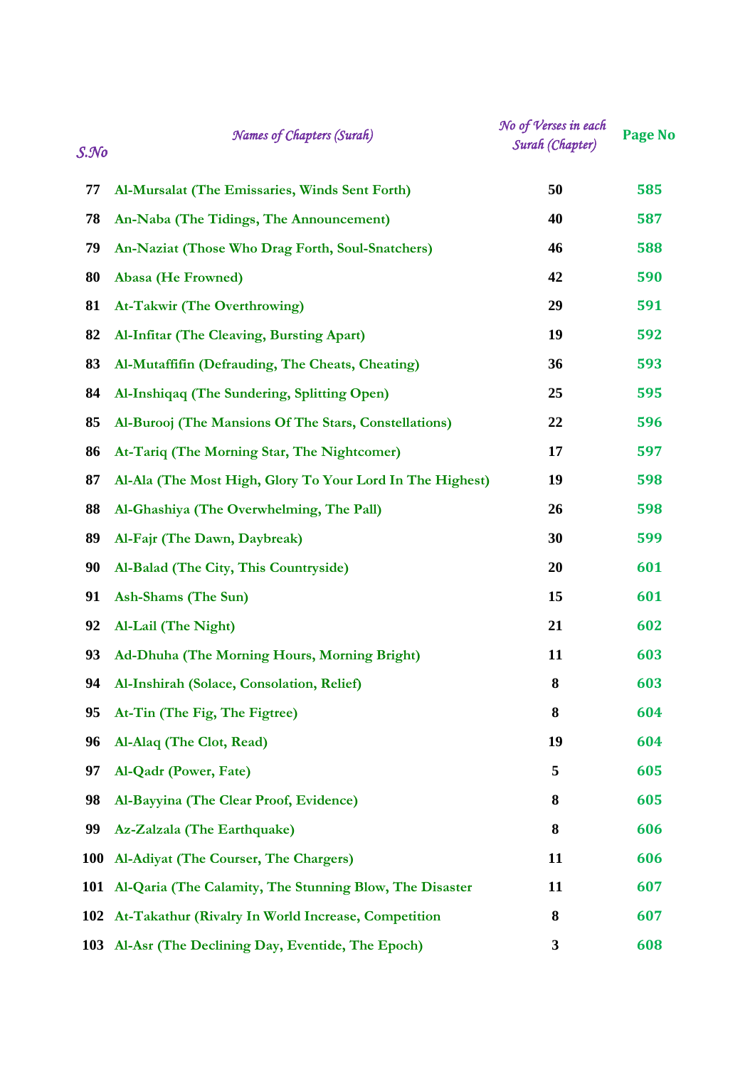| S.No | Names of Chapters (Surah) | No of Verses in each Surah (Chapter) | Page No |
|---|---|---|---|
| 77 | Al-Mursalat (The Emissaries, Winds Sent Forth) | 50 | 585 |
| 78 | An-Naba (The Tidings, The Announcement) | 40 | 587 |
| 79 | An-Naziat (Those Who Drag Forth, Soul-Snatchers) | 46 | 588 |
| 80 | Abasa (He Frowned) | 42 | 590 |
| 81 | At-Takwir (The Overthrowing) | 29 | 591 |
| 82 | Al-Infitar (The Cleaving, Bursting Apart) | 19 | 592 |
| 83 | Al-Mutaffifin (Defrauding, The Cheats, Cheating) | 36 | 593 |
| 84 | Al-Inshiqaq (The Sundering, Splitting Open) | 25 | 595 |
| 85 | Al-Burooj (The Mansions Of The Stars, Constellations) | 22 | 596 |
| 86 | At-Tariq (The Morning Star, The Nightcomer) | 17 | 597 |
| 87 | Al-Ala (The Most High, Glory To Your Lord In The Highest) | 19 | 598 |
| 88 | Al-Ghashiya (The Overwhelming, The Pall) | 26 | 598 |
| 89 | Al-Fajr (The Dawn, Daybreak) | 30 | 599 |
| 90 | Al-Balad (The City, This Countryside) | 20 | 601 |
| 91 | Ash-Shams (The Sun) | 15 | 601 |
| 92 | Al-Lail (The Night) | 21 | 602 |
| 93 | Ad-Dhuha (The Morning Hours, Morning Bright) | 11 | 603 |
| 94 | Al-Inshirah (Solace, Consolation, Relief) | 8 | 603 |
| 95 | At-Tin (The Fig, The Figtree) | 8 | 604 |
| 96 | Al-Alaq (The Clot, Read) | 19 | 604 |
| 97 | Al-Qadr (Power, Fate) | 5 | 605 |
| 98 | Al-Bayyina (The Clear Proof, Evidence) | 8 | 605 |
| 99 | Az-Zalzala (The Earthquake) | 8 | 606 |
| 100 | Al-Adiyat (The Courser, The Chargers) | 11 | 606 |
| 101 | Al-Qaria (The Calamity, The Stunning Blow, The Disaster | 11 | 607 |
| 102 | At-Takathur (Rivalry In World Increase, Competition | 8 | 607 |
| 103 | Al-Asr (The Declining Day, Eventide, The Epoch) | 3 | 608 |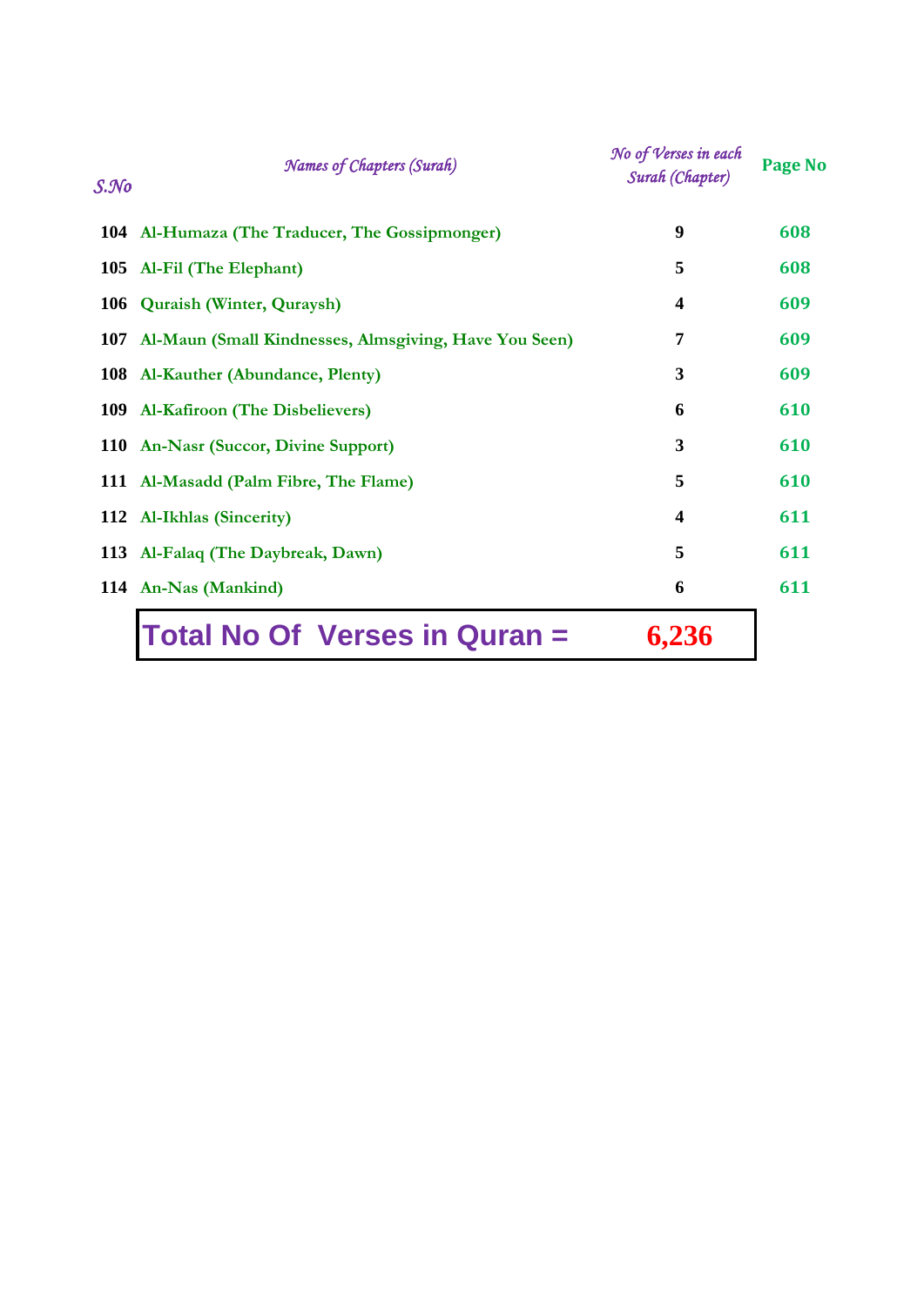| S.No | Names of Chapters (Surah) | No of Verses in each Surah (Chapter) | Page No |
|---|---|---|---|
| 104 | Al-Humaza (The Traducer, The Gossipmonger) | 9 | 608 |
| 105 | Al-Fil (The Elephant) | 5 | 608 |
| 106 | Quraish (Winter, Quraysh) | 4 | 609 |
| 107 | Al-Maun (Small Kindnesses, Almsgiving, Have You Seen) | 7 | 609 |
| 108 | Al-Kauther (Abundance, Plenty) | 3 | 609 |
| 109 | Al-Kafiroon (The Disbelievers) | 6 | 610 |
| 110 | An-Nasr (Succor, Divine Support) | 3 | 610 |
| 111 | Al-Masadd (Palm Fibre, The Flame) | 5 | 610 |
| 112 | Al-Ikhlas (Sincerity) | 4 | 611 |
| 113 | Al-Falaq (The Daybreak, Dawn) | 5 | 611 |
| 114 | An-Nas (Mankind) | 6 | 611 |

**Total No Of Verses in Quran = 6,236**